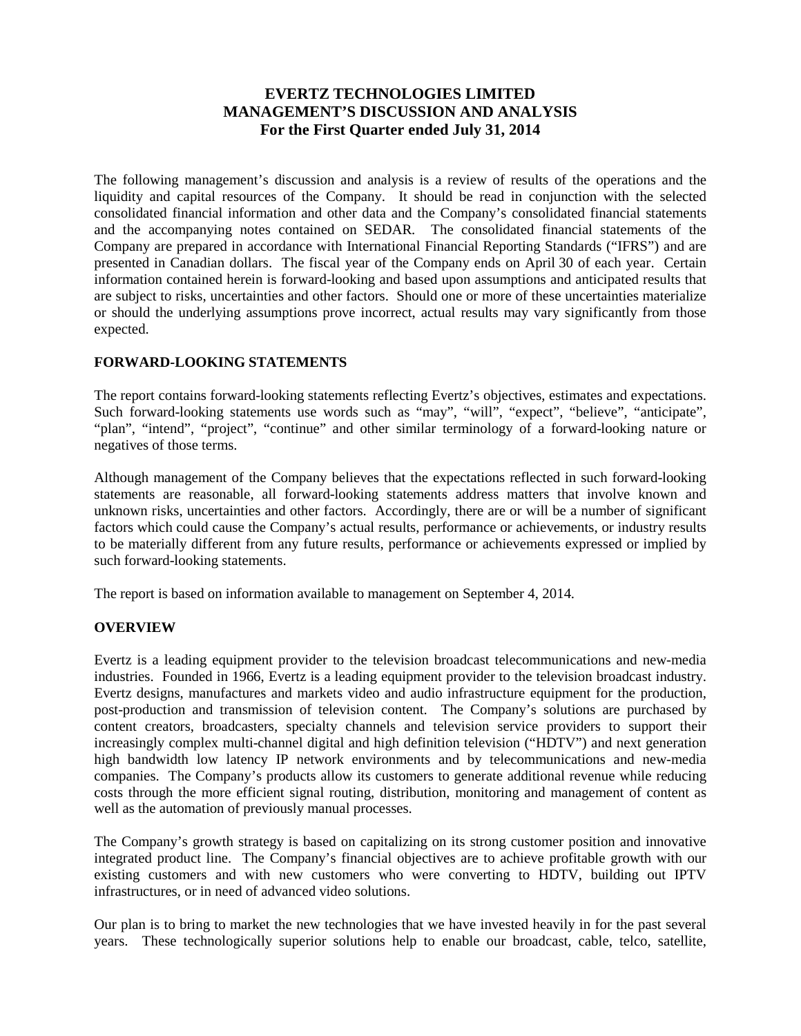# EVERTZ TECHNOLOGIES LIMITED
# MANAGEMENT'S DISCUSSION AND ANALYSIS
## For the First Quarter ended July 31, 2014

The following management's discussion and analysis is a review of results of the operations and the liquidity and capital resources of the Company. It should be read in conjunction with the selected consolidated financial information and other data and the Company's consolidated financial statements and the accompanying notes contained on SEDAR. The consolidated financial statements of the Company are prepared in accordance with International Financial Reporting Standards ("IFRS") and are presented in Canadian dollars. The fiscal year of the Company ends on April 30 of each year. Certain information contained herein is forward-looking and based upon assumptions and anticipated results that are subject to risks, uncertainties and other factors. Should one or more of these uncertainties materialize or should the underlying assumptions prove incorrect, actual results may vary significantly from those expected.

**FORWARD-LOOKING STATEMENTS**

The report contains forward-looking statements reflecting Evertz's objectives, estimates and expectations. Such forward-looking statements use words such as "may", "will", "expect", "believe", "anticipate", "plan", "intend", "project", "continue" and other similar terminology of a forward-looking nature or negatives of those terms.

Although management of the Company believes that the expectations reflected in such forward-looking statements are reasonable, all forward-looking statements address matters that involve known and unknown risks, uncertainties and other factors. Accordingly, there are or will be a number of significant factors which could cause the Company's actual results, performance or achievements, or industry results to be materially different from any future results, performance or achievements expressed or implied by such forward-looking statements.

The report is based on information available to management on September 4, 2014.

**OVERVIEW**

Evertz is a leading equipment provider to the television broadcast telecommunications and new-media industries. Founded in 1966, Evertz is a leading equipment provider to the television broadcast industry. Evertz designs, manufactures and markets video and audio infrastructure equipment for the production, post-production and transmission of television content. The Company's solutions are purchased by content creators, broadcasters, specialty channels and television service providers to support their increasingly complex multi-channel digital and high definition television ("HDTV") and next generation high bandwidth low latency IP network environments and by telecommunications and new-media companies. The Company's products allow its customers to generate additional revenue while reducing costs through the more efficient signal routing, distribution, monitoring and management of content as well as the automation of previously manual processes.

The Company's growth strategy is based on capitalizing on its strong customer position and innovative integrated product line. The Company's financial objectives are to achieve profitable growth with our existing customers and with new customers who were converting to HDTV, building out IPTV infrastructures, or in need of advanced video solutions.

Our plan is to bring to market the new technologies that we have invested heavily in for the past several years. These technologically superior solutions help to enable our broadcast, cable, telco, satellite,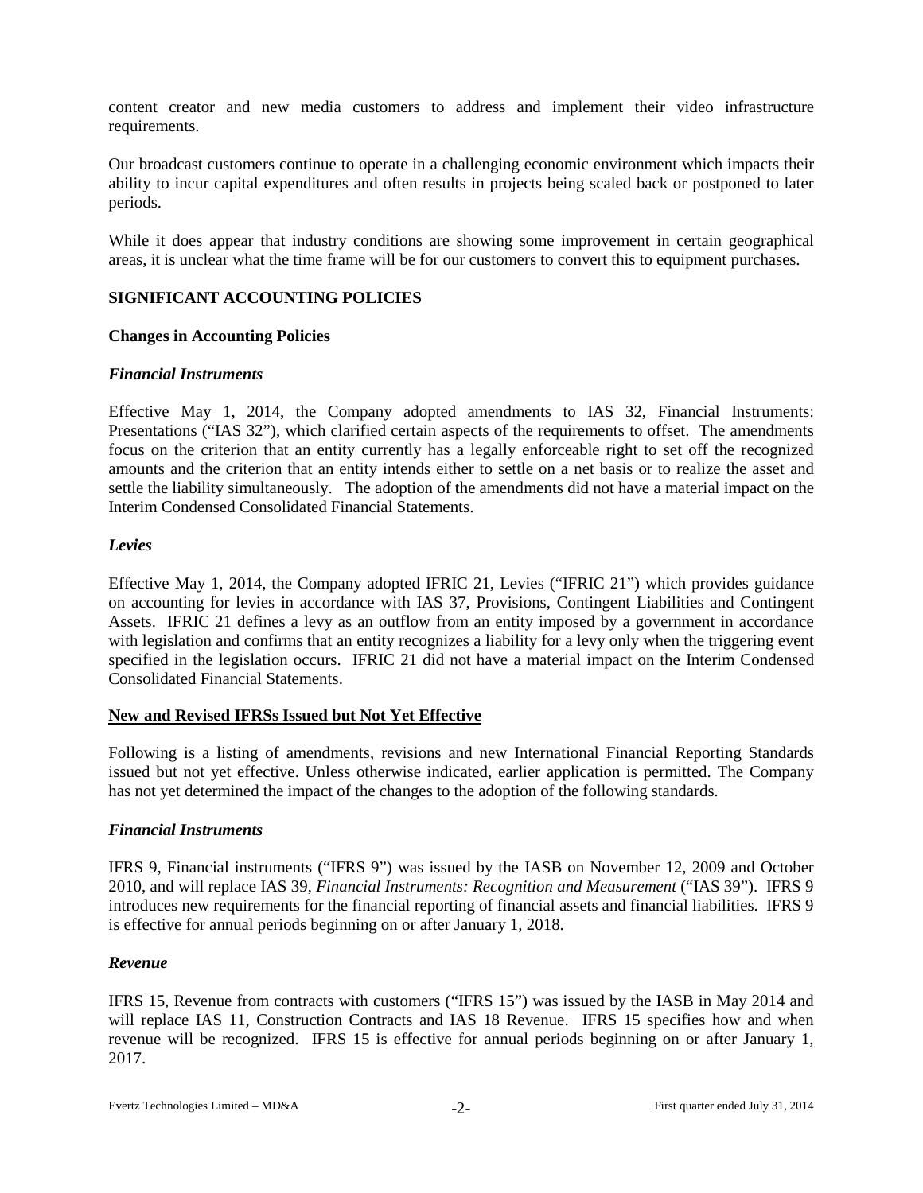content creator and new media customers to address and implement their video infrastructure requirements.

Our broadcast customers continue to operate in a challenging economic environment which impacts their ability to incur capital expenditures and often results in projects being scaled back or postponed to later periods.

While it does appear that industry conditions are showing some improvement in certain geographical areas, it is unclear what the time frame will be for our customers to convert this to equipment purchases.

## SIGNIFICANT ACCOUNTING POLICIES

### Changes in Accounting Policies

#### *Financial Instruments*

Effective May 1, 2014, the Company adopted amendments to IAS 32, Financial Instruments: Presentations ("IAS 32"), which clarified certain aspects of the requirements to offset. The amendments focus on the criterion that an entity currently has a legally enforceable right to set off the recognized amounts and the criterion that an entity intends either to settle on a net basis or to realize the asset and settle the liability simultaneously. The adoption of the amendments did not have a material impact on the Interim Condensed Consolidated Financial Statements.

#### *Levies*

Effective May 1, 2014, the Company adopted IFRIC 21, Levies ("IFRIC 21") which provides guidance on accounting for levies in accordance with IAS 37, Provisions, Contingent Liabilities and Contingent Assets. IFRIC 21 defines a levy as an outflow from an entity imposed by a government in accordance with legislation and confirms that an entity recognizes a liability for a levy only when the triggering event specified in the legislation occurs. IFRIC 21 did not have a material impact on the Interim Condensed Consolidated Financial Statements.

### New and Revised IFRSs Issued but Not Yet Effective

Following is a listing of amendments, revisions and new International Financial Reporting Standards issued but not yet effective. Unless otherwise indicated, earlier application is permitted. The Company has not yet determined the impact of the changes to the adoption of the following standards.

#### *Financial Instruments*

IFRS 9, Financial instruments ("IFRS 9") was issued by the IASB on November 12, 2009 and October 2010, and will replace IAS 39, *Financial Instruments: Recognition and Measurement* ("IAS 39"). IFRS 9 introduces new requirements for the financial reporting of financial assets and financial liabilities. IFRS 9 is effective for annual periods beginning on or after January 1, 2018.

#### *Revenue*

IFRS 15, Revenue from contracts with customers ("IFRS 15") was issued by the IASB in May 2014 and will replace IAS 11, Construction Contracts and IAS 18 Revenue. IFRS 15 specifies how and when revenue will be recognized. IFRS 15 is effective for annual periods beginning on or after January 1, 2017.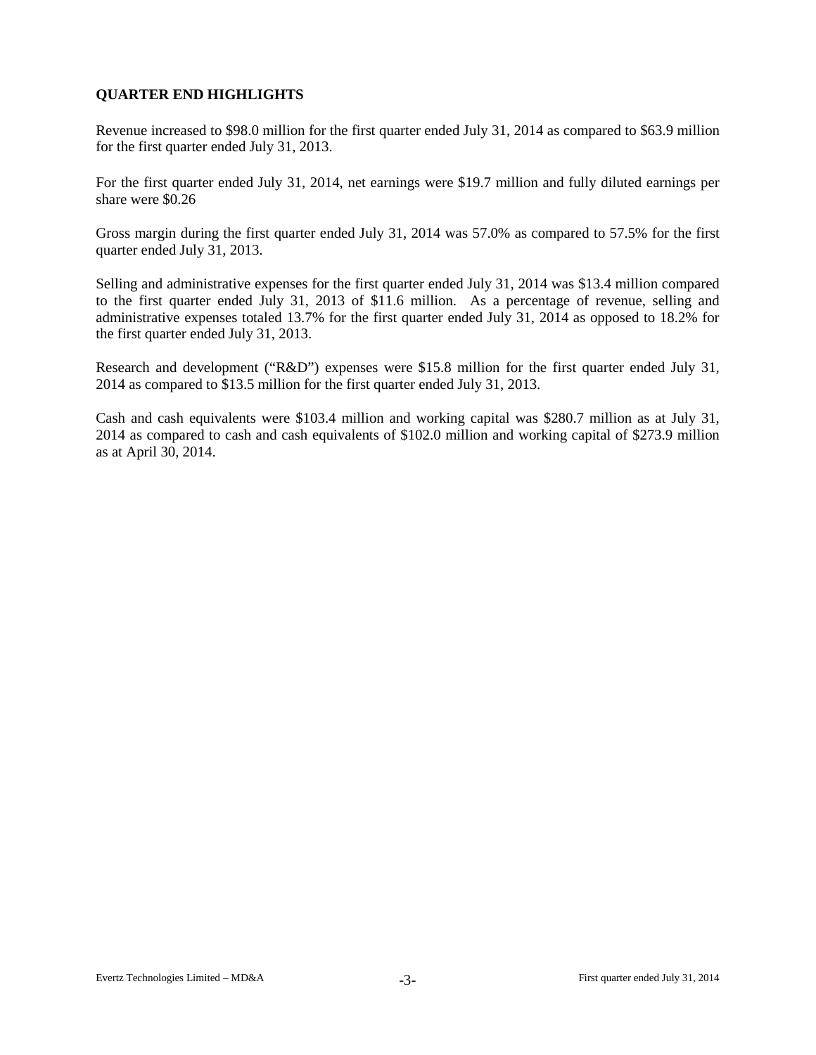## QUARTER END HIGHLIGHTS

Revenue increased to $98.0 million for the first quarter ended July 31, 2014 as compared to $63.9 million for the first quarter ended July 31, 2013.

For the first quarter ended July 31, 2014, net earnings were $19.7 million and fully diluted earnings per share were $0.26

Gross margin during the first quarter ended July 31, 2014 was 57.0% as compared to 57.5% for the first quarter ended July 31, 2013.

Selling and administrative expenses for the first quarter ended July 31, 2014 was $13.4 million compared to the first quarter ended July 31, 2013 of $11.6 million. As a percentage of revenue, selling and administrative expenses totaled 13.7% for the first quarter ended July 31, 2014 as opposed to 18.2% for the first quarter ended July 31, 2013.

Research and development ("R&D") expenses were $15.8 million for the first quarter ended July 31, 2014 as compared to $13.5 million for the first quarter ended July 31, 2013.

Cash and cash equivalents were $103.4 million and working capital was $280.7 million as at July 31, 2014 as compared to cash and cash equivalents of $102.0 million and working capital of $273.9 million as at April 30, 2014.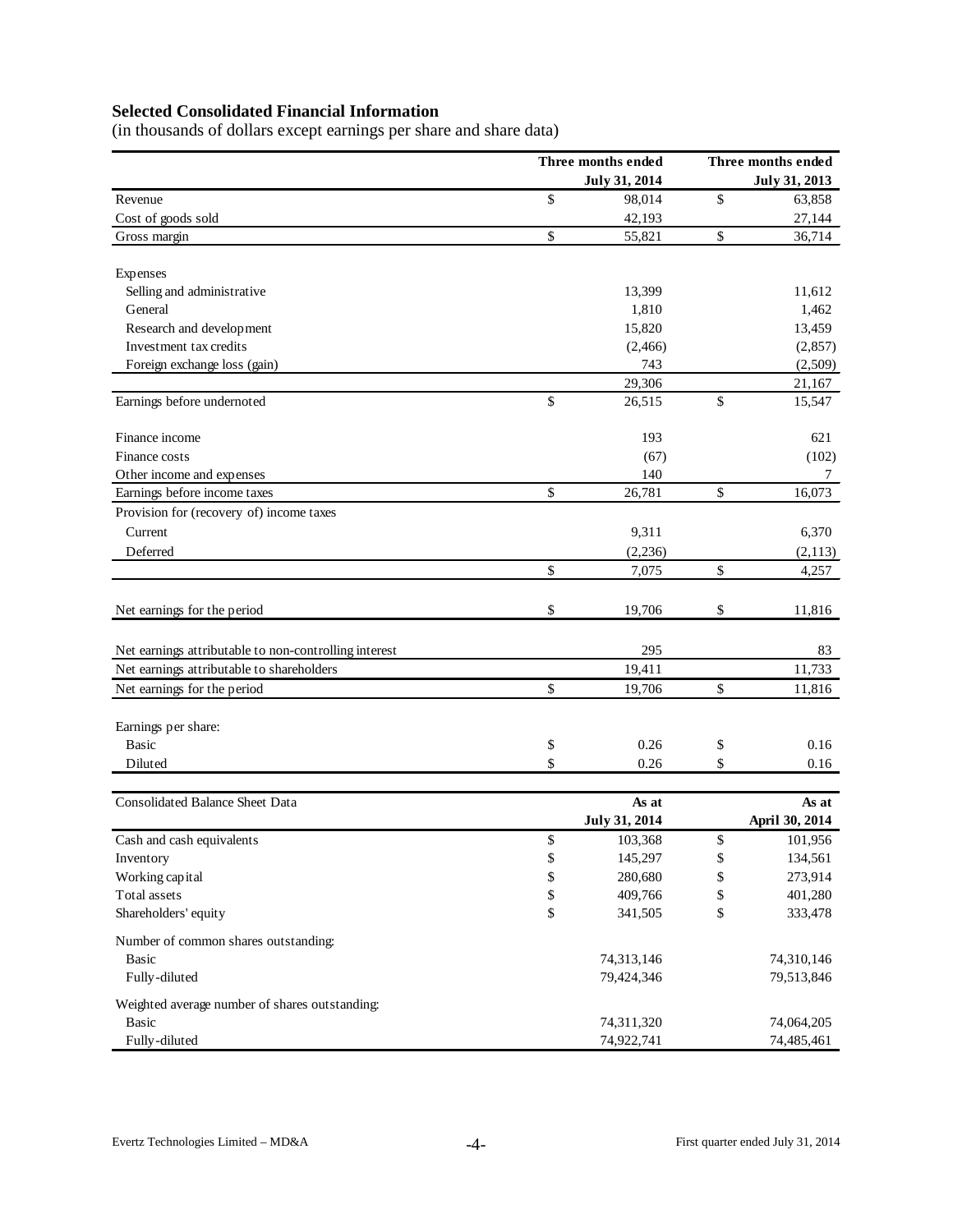## Selected Consolidated Financial Information

(in thousands of dollars except earnings per share and share data)

| | Three months ended July 31, 2014 | Three months ended July 31, 2013 |
|---|---|---|
| Revenue | $ 98,014 | $ 63,858 |
| Cost of goods sold | 42,193 | 27,144 |
| Gross margin | $ 55,821 | $ 36,714 |
| | | |
| Expenses | | |
| Selling and administrative | 13,399 | 11,612 |
| General | 1,810 | 1,462 |
| Research and development | 15,820 | 13,459 |
| Investment tax credits | (2,466) | (2,857) |
| Foreign exchange loss (gain) | 743 | (2,509) |
| | 29,306 | 21,167 |
| Earnings before undernoted | $ 26,515 | $ 15,547 |
| | | |
| Finance income | 193 | 621 |
| Finance costs | (67) | (102) |
| Other income and expenses | 140 | 7 |
| Earnings before income taxes | $ 26,781 | $ 16,073 |
| Provision for (recovery of) income taxes | | |
| Current | 9,311 | 6,370 |
| Deferred | (2,236) | (2,113) |
| | $ 7,075 | $ 4,257 |
| | | |
| Net earnings for the period | $ 19,706 | $ 11,816 |
| | | |
| Net earnings attributable to non-controlling interest | 295 | 83 |
| Net earnings attributable to shareholders | 19,411 | 11,733 |
| Net earnings for the period | $ 19,706 | $ 11,816 |
| | | |
| Earnings per share: | | |
| Basic | $ 0.26 | $ 0.16 |
| Diluted | $ 0.26 | $ 0.16 |

| Consolidated Balance Sheet Data | As at July 31, 2014 | As at April 30, 2014 |
|---|---|---|
| Cash and cash equivalents | $ 103,368 | $ 101,956 |
| Inventory | $ 145,297 | $ 134,561 |
| Working capital | $ 280,680 | $ 273,914 |
| Total assets | $ 409,766 | $ 401,280 |
| Shareholders' equity | $ 341,505 | $ 333,478 |
| | | |
| Number of common shares outstanding: | | |
| Basic | 74,313,146 | 74,310,146 |
| Fully-diluted | 79,424,346 | 79,513,846 |
| | | |
| Weighted average number of shares outstanding: | | |
| Basic | 74,311,320 | 74,064,205 |
| Fully-diluted | 74,922,741 | 74,485,461 |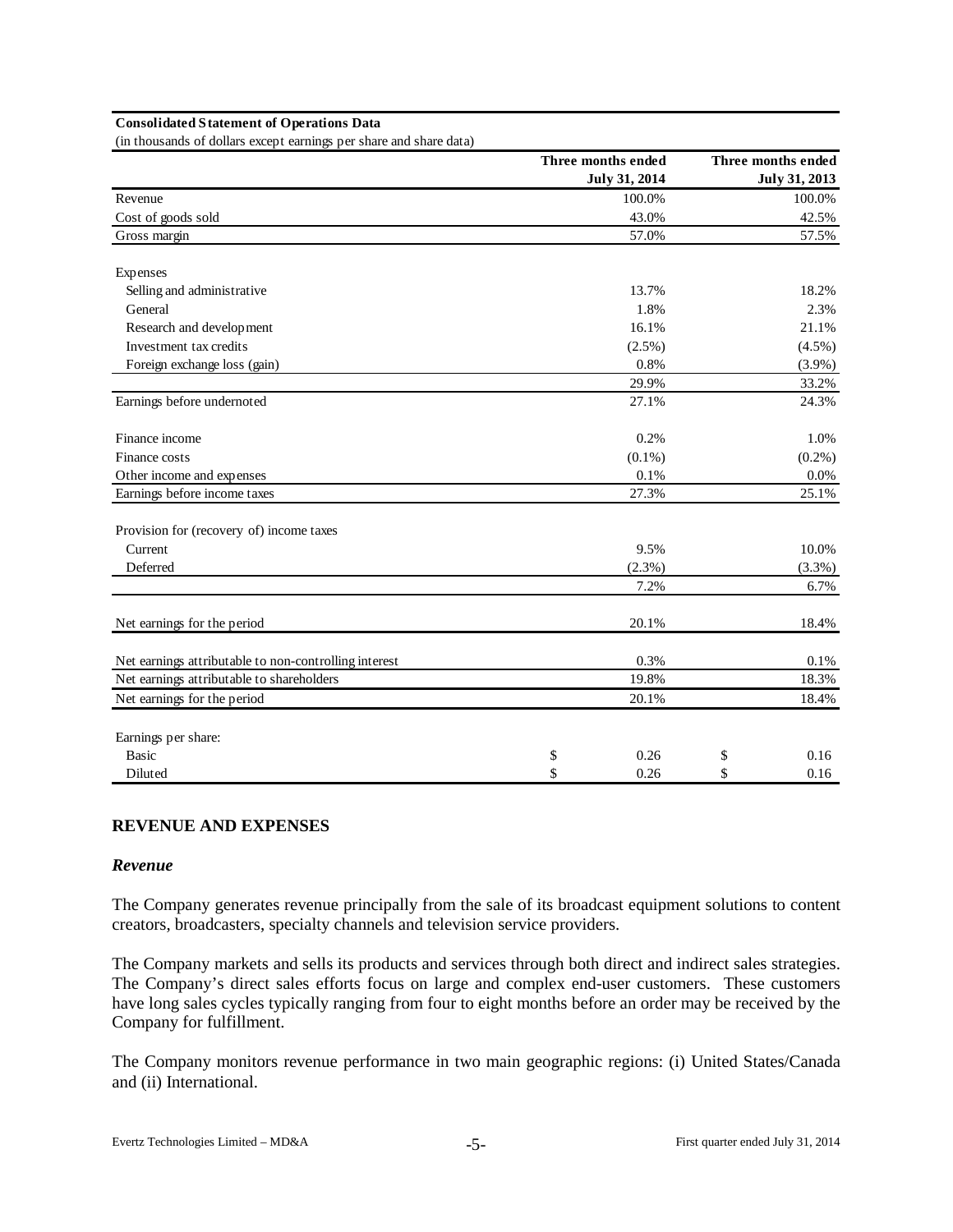**Consolidated Statement of Operations Data**

(in thousands of dollars except earnings per share and share data)

| | Three months ended July 31, 2014 | Three months ended July 31, 2013 |
|---|---|---|
| Revenue | 100.0% | 100.0% |
| Cost of goods sold | 43.0% | 42.5% |
| Gross margin | 57.0% | 57.5% |
| | | |
| Expenses | | |
| Selling and administrative | 13.7% | 18.2% |
| General | 1.8% | 2.3% |
| Research and development | 16.1% | 21.1% |
| Investment tax credits | (2.5%) | (4.5%) |
| Foreign exchange loss (gain) | 0.8% | (3.9%) |
| | 29.9% | 33.2% |
| Earnings before undernoted | 27.1% | 24.3% |
| | | |
| Finance income | 0.2% | 1.0% |
| Finance costs | (0.1%) | (0.2%) |
| Other income and expenses | 0.1% | 0.0% |
| Earnings before income taxes | 27.3% | 25.1% |
| | | |
| Provision for (recovery of) income taxes | | |
| Current | 9.5% | 10.0% |
| Deferred | (2.3%) | (3.3%) |
| | 7.2% | 6.7% |
| | | |
| Net earnings for the period | 20.1% | 18.4% |
| | | |
| Net earnings attributable to non-controlling interest | 0.3% | 0.1% |
| Net earnings attributable to shareholders | 19.8% | 18.3% |
| Net earnings for the period | 20.1% | 18.4% |
| | | |
| Earnings per share: | | |
| Basic | $ 0.26 | $ 0.16 |
| Diluted | $ 0.26 | $ 0.16 |

## REVENUE AND EXPENSES

### *Revenue*

The Company generates revenue principally from the sale of its broadcast equipment solutions to content creators, broadcasters, specialty channels and television service providers.

The Company markets and sells its products and services through both direct and indirect sales strategies. The Company's direct sales efforts focus on large and complex end-user customers. These customers have long sales cycles typically ranging from four to eight months before an order may be received by the Company for fulfillment.

The Company monitors revenue performance in two main geographic regions: (i) United States/Canada and (ii) International.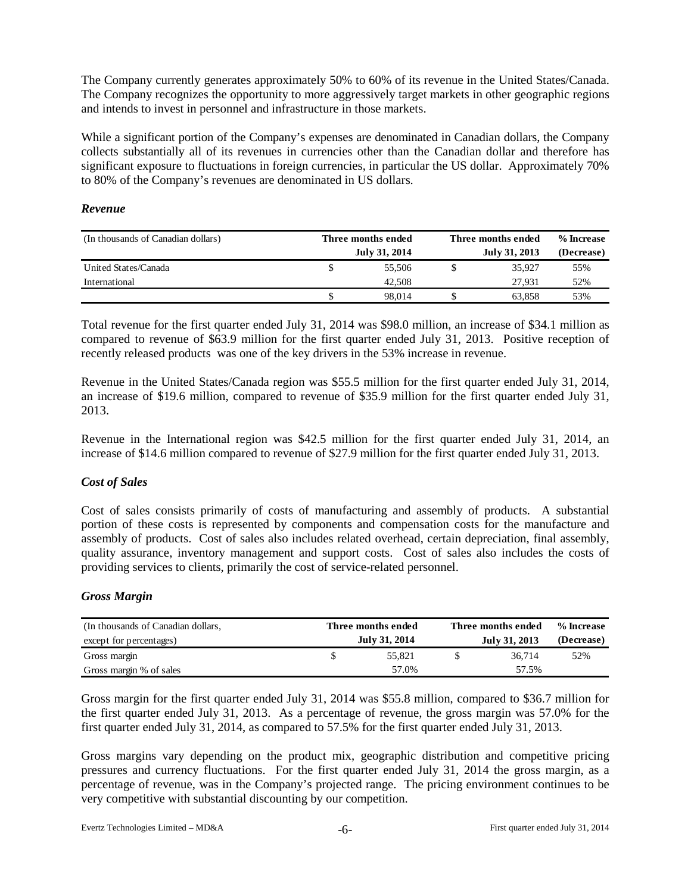The Company currently generates approximately 50% to 60% of its revenue in the United States/Canada. The Company recognizes the opportunity to more aggressively target markets in other geographic regions and intends to invest in personnel and infrastructure in those markets.

While a significant portion of the Company's expenses are denominated in Canadian dollars, the Company collects substantially all of its revenues in currencies other than the Canadian dollar and therefore has significant exposure to fluctuations in foreign currencies, in particular the US dollar. Approximately 70% to 80% of the Company's revenues are denominated in US dollars.

### *Revenue*

| (In thousands of Canadian dollars) | Three months ended July 31, 2014 | Three months ended July 31, 2013 | % Increase (Decrease) |
|---|---|---|---|
| United States/Canada | $ 55,506 | $ 35,927 | 55% |
| International | 42,508 | 27,931 | 52% |
| | $ 98,014 | $ 63,858 | 53% |

Total revenue for the first quarter ended July 31, 2014 was $98.0 million, an increase of $34.1 million as compared to revenue of $63.9 million for the first quarter ended July 31, 2013. Positive reception of recently released products was one of the key drivers in the 53% increase in revenue.

Revenue in the United States/Canada region was $55.5 million for the first quarter ended July 31, 2014, an increase of $19.6 million, compared to revenue of $35.9 million for the first quarter ended July 31, 2013.

Revenue in the International region was $42.5 million for the first quarter ended July 31, 2014, an increase of $14.6 million compared to revenue of $27.9 million for the first quarter ended July 31, 2013.

### *Cost of Sales*

Cost of sales consists primarily of costs of manufacturing and assembly of products. A substantial portion of these costs is represented by components and compensation costs for the manufacture and assembly of products. Cost of sales also includes related overhead, certain depreciation, final assembly, quality assurance, inventory management and support costs. Cost of sales also includes the costs of providing services to clients, primarily the cost of service-related personnel.

### *Gross Margin*

| (In thousands of Canadian dollars, except for percentages) | Three months ended July 31, 2014 | Three months ended July 31, 2013 | % Increase (Decrease) |
|---|---|---|---|
| Gross margin | $ 55,821 | $ 36,714 | 52% |
| Gross margin % of sales | 57.0% | 57.5% | |

Gross margin for the first quarter ended July 31, 2014 was $55.8 million, compared to $36.7 million for the first quarter ended July 31, 2013. As a percentage of revenue, the gross margin was 57.0% for the first quarter ended July 31, 2014, as compared to 57.5% for the first quarter ended July 31, 2013.

Gross margins vary depending on the product mix, geographic distribution and competitive pricing pressures and currency fluctuations. For the first quarter ended July 31, 2014 the gross margin, as a percentage of revenue, was in the Company's projected range. The pricing environment continues to be very competitive with substantial discounting by our competition.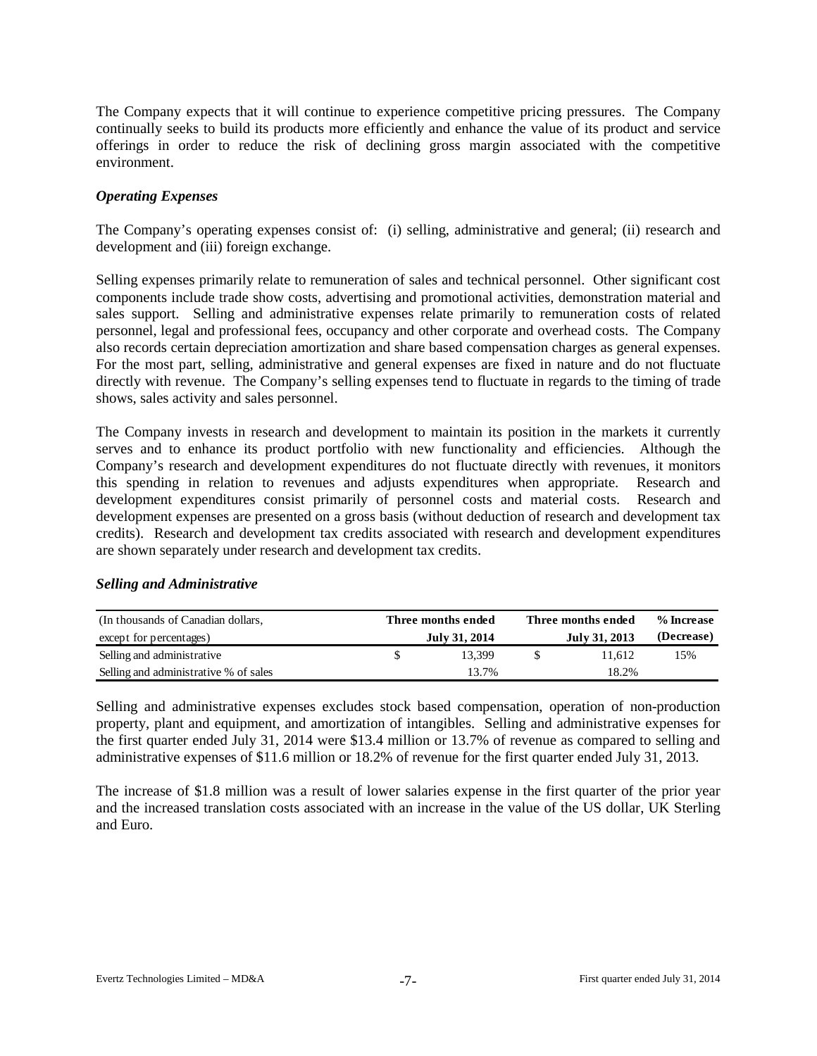The Company expects that it will continue to experience competitive pricing pressures. The Company continually seeks to build its products more efficiently and enhance the value of its product and service offerings in order to reduce the risk of declining gross margin associated with the competitive environment.

### *Operating Expenses*

The Company's operating expenses consist of: (i) selling, administrative and general; (ii) research and development and (iii) foreign exchange.

Selling expenses primarily relate to remuneration of sales and technical personnel. Other significant cost components include trade show costs, advertising and promotional activities, demonstration material and sales support. Selling and administrative expenses relate primarily to remuneration costs of related personnel, legal and professional fees, occupancy and other corporate and overhead costs. The Company also records certain depreciation amortization and share based compensation charges as general expenses. For the most part, selling, administrative and general expenses are fixed in nature and do not fluctuate directly with revenue. The Company's selling expenses tend to fluctuate in regards to the timing of trade shows, sales activity and sales personnel.

The Company invests in research and development to maintain its position in the markets it currently serves and to enhance its product portfolio with new functionality and efficiencies. Although the Company's research and development expenditures do not fluctuate directly with revenues, it monitors this spending in relation to revenues and adjusts expenditures when appropriate. Research and development expenditures consist primarily of personnel costs and material costs. Research and development expenses are presented on a gross basis (without deduction of research and development tax credits). Research and development tax credits associated with research and development expenditures are shown separately under research and development tax credits.

### *Selling and Administrative*

| (In thousands of Canadian dollars, except for percentages) | Three months ended July 31, 2014 | Three months ended July 31, 2013 | % Increase (Decrease) |
|---|---|---|---|
| Selling and administrative | $ 13,399 | $ 11,612 | 15% |
| Selling and administrative % of sales | 13.7% | 18.2% | |

Selling and administrative expenses excludes stock based compensation, operation of non-production property, plant and equipment, and amortization of intangibles. Selling and administrative expenses for the first quarter ended July 31, 2014 were $13.4 million or 13.7% of revenue as compared to selling and administrative expenses of $11.6 million or 18.2% of revenue for the first quarter ended July 31, 2013.

The increase of $1.8 million was a result of lower salaries expense in the first quarter of the prior year and the increased translation costs associated with an increase in the value of the US dollar, UK Sterling and Euro.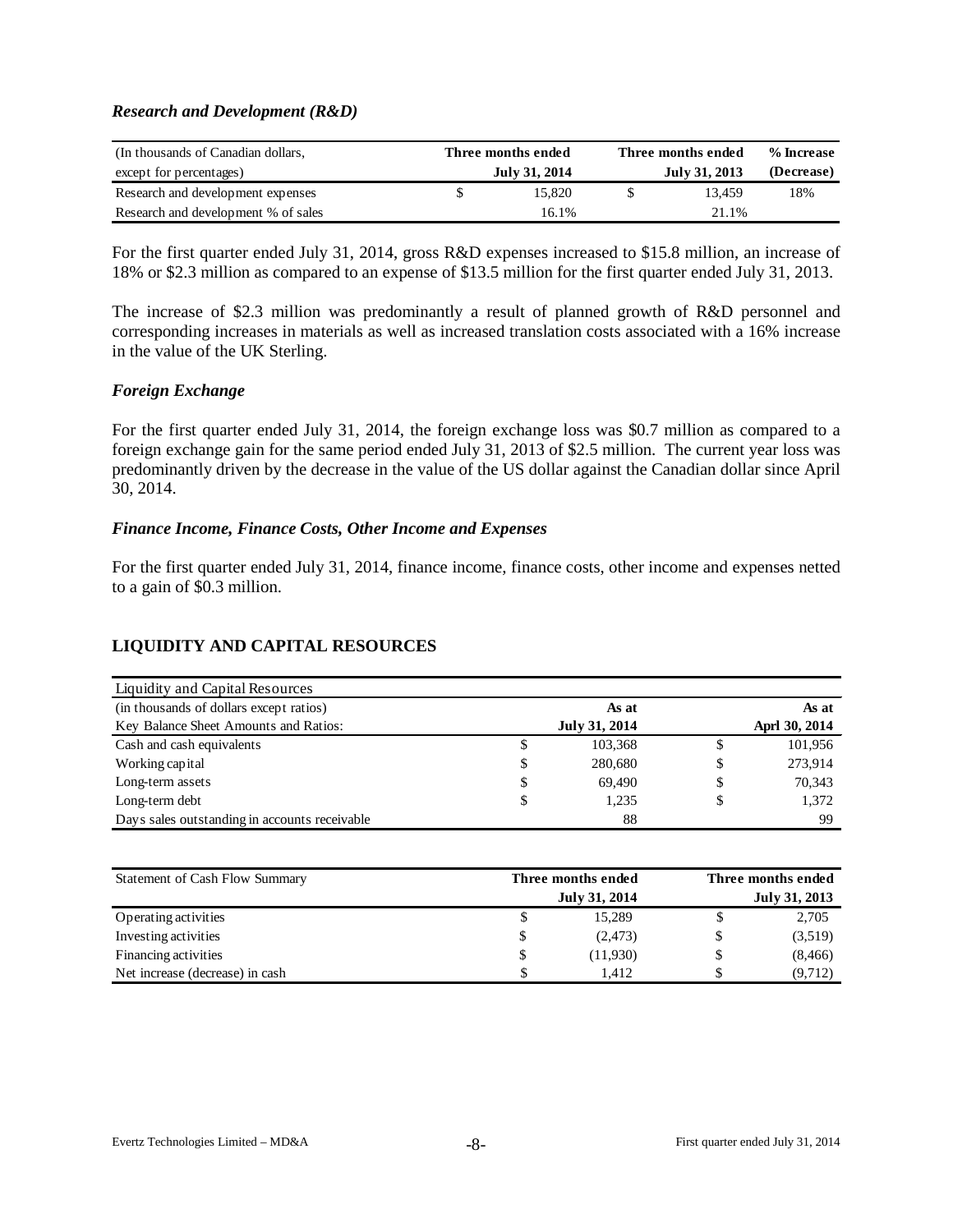### *Research and Development (R&D)*

| (In thousands of Canadian dollars, except for percentages) | Three months ended July 31, 2014 | Three months ended July 31, 2013 | % Increase (Decrease) |
|---|---|---|---|
| Research and development expenses | $ 15,820 | $ 13,459 | 18% |
| Research and development % of sales | 16.1% | 21.1% | |

For the first quarter ended July 31, 2014, gross R&D expenses increased to $15.8 million, an increase of 18% or $2.3 million as compared to an expense of $13.5 million for the first quarter ended July 31, 2013.

The increase of $2.3 million was predominantly a result of planned growth of R&D personnel and corresponding increases in materials as well as increased translation costs associated with a 16% increase in the value of the UK Sterling.

### *Foreign Exchange*

For the first quarter ended July 31, 2014, the foreign exchange loss was $0.7 million as compared to a foreign exchange gain for the same period ended July 31, 2013 of $2.5 million. The current year loss was predominantly driven by the decrease in the value of the US dollar against the Canadian dollar since April 30, 2014.

### *Finance Income, Finance Costs, Other Income and Expenses*

For the first quarter ended July 31, 2014, finance income, finance costs, other income and expenses netted to a gain of $0.3 million.

## LIQUIDITY AND CAPITAL RESOURCES

| Liquidity and Capital Resources | | |
|---|---|---|
| (in thousands of dollars except ratios) | As at | As at |
| Key Balance Sheet Amounts and Ratios: | July 31, 2014 | Aprl 30, 2014 |
| Cash and cash equivalents | $ 103,368 | $ 101,956 |
| Working capital | $ 280,680 | $ 273,914 |
| Long-term assets | $ 69,490 | $ 70,343 |
| Long-term debt | $ 1,235 | $ 1,372 |
| Days sales outstanding in accounts receivable | 88 | 99 |

| Statement of Cash Flow Summary | Three months ended July 31, 2014 | Three months ended July 31, 2013 |
|---|---|---|
| Operating activities | $ 15,289 | $ 2,705 |
| Investing activities | $ (2,473) | $ (3,519) |
| Financing activities | $ (11,930) | $ (8,466) |
| Net increase (decrease) in cash | $ 1,412 | $ (9,712) |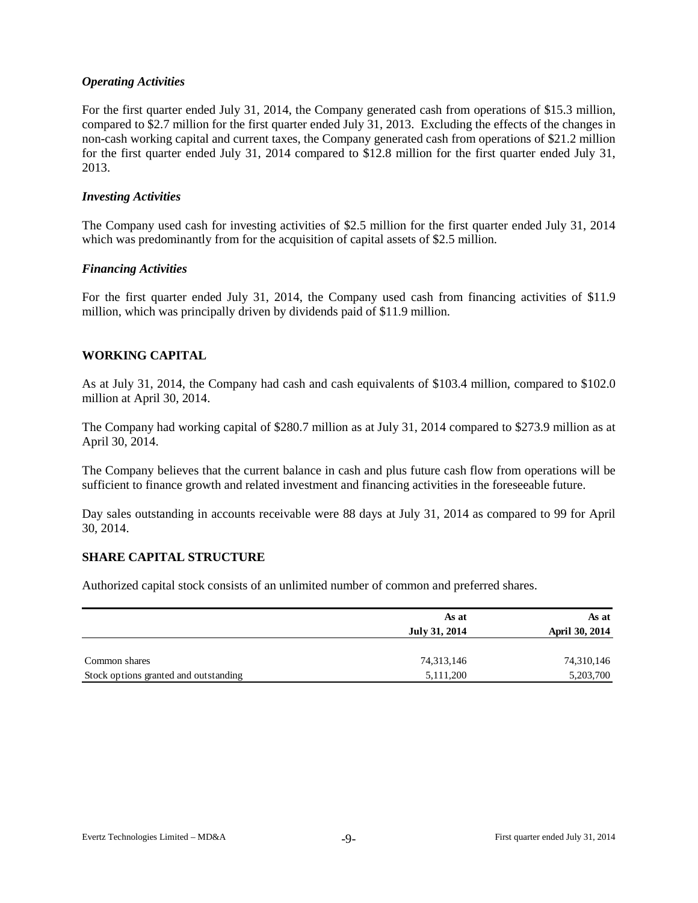### *Operating Activities*

For the first quarter ended July 31, 2014, the Company generated cash from operations of $15.3 million, compared to $2.7 million for the first quarter ended July 31, 2013. Excluding the effects of the changes in non-cash working capital and current taxes, the Company generated cash from operations of $21.2 million for the first quarter ended July 31, 2014 compared to $12.8 million for the first quarter ended July 31, 2013.

### *Investing Activities*

The Company used cash for investing activities of $2.5 million for the first quarter ended July 31, 2014 which was predominantly from for the acquisition of capital assets of $2.5 million.

### *Financing Activities*

For the first quarter ended July 31, 2014, the Company used cash from financing activities of $11.9 million, which was principally driven by dividends paid of $11.9 million.

## WORKING CAPITAL

As at July 31, 2014, the Company had cash and cash equivalents of $103.4 million, compared to $102.0 million at April 30, 2014.

The Company had working capital of $280.7 million as at July 31, 2014 compared to $273.9 million as at April 30, 2014.

The Company believes that the current balance in cash and plus future cash flow from operations will be sufficient to finance growth and related investment and financing activities in the foreseeable future.

Day sales outstanding in accounts receivable were 88 days at July 31, 2014 as compared to 99 for April 30, 2014.

## SHARE CAPITAL STRUCTURE

Authorized capital stock consists of an unlimited number of common and preferred shares.

| | As at<br>July 31, 2014 | As at<br>April 30, 2014 |
|---|---|---|
| Common shares | 74,313,146 | 74,310,146 |
| Stock options granted and outstanding | 5,111,200 | 5,203,700 |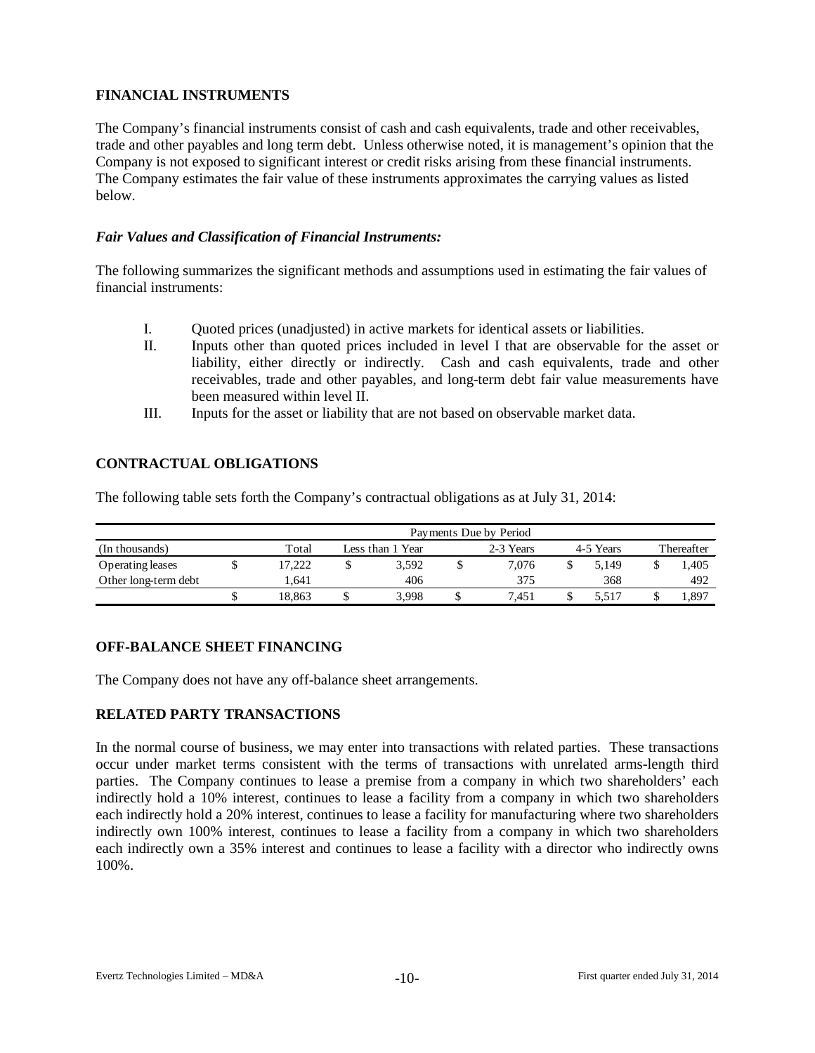## FINANCIAL INSTRUMENTS

The Company's financial instruments consist of cash and cash equivalents, trade and other receivables, trade and other payables and long term debt. Unless otherwise noted, it is management's opinion that the Company is not exposed to significant interest or credit risks arising from these financial instruments. The Company estimates the fair value of these instruments approximates the carrying values as listed below.

### *Fair Values and Classification of Financial Instruments:*

The following summarizes the significant methods and assumptions used in estimating the fair values of financial instruments:

I. Quoted prices (unadjusted) in active markets for identical assets or liabilities.

II. Inputs other than quoted prices included in level I that are observable for the asset or liability, either directly or indirectly. Cash and cash equivalents, trade and other receivables, trade and other payables, and long-term debt fair value measurements have been measured within level II.

III. Inputs for the asset or liability that are not based on observable market data.

## CONTRACTUAL OBLIGATIONS

The following table sets forth the Company's contractual obligations as at July 31, 2014:

| | Payments Due by Period | | | | |
|---|---|---|---|---|---|
| (In thousands) | Total | Less than 1 Year | 2-3 Years | 4-5 Years | Thereafter |
| Operating leases | $ 17,222 | $ 3,592 | $ 7,076 | $ 5,149 | $ 1,405 |
| Other long-term debt | 1,641 | 406 | 375 | 368 | 492 |
| | $ 18,863 | $ 3,998 | $ 7,451 | $ 5,517 | $ 1,897 |

## OFF-BALANCE SHEET FINANCING

The Company does not have any off-balance sheet arrangements.

## RELATED PARTY TRANSACTIONS

In the normal course of business, we may enter into transactions with related parties. These transactions occur under market terms consistent with the terms of transactions with unrelated arms-length third parties. The Company continues to lease a premise from a company in which two shareholders' each indirectly hold a 10% interest, continues to lease a facility from a company in which two shareholders each indirectly hold a 20% interest, continues to lease a facility for manufacturing where two shareholders indirectly own 100% interest, continues to lease a facility from a company in which two shareholders each indirectly own a 35% interest and continues to lease a facility with a director who indirectly owns 100%.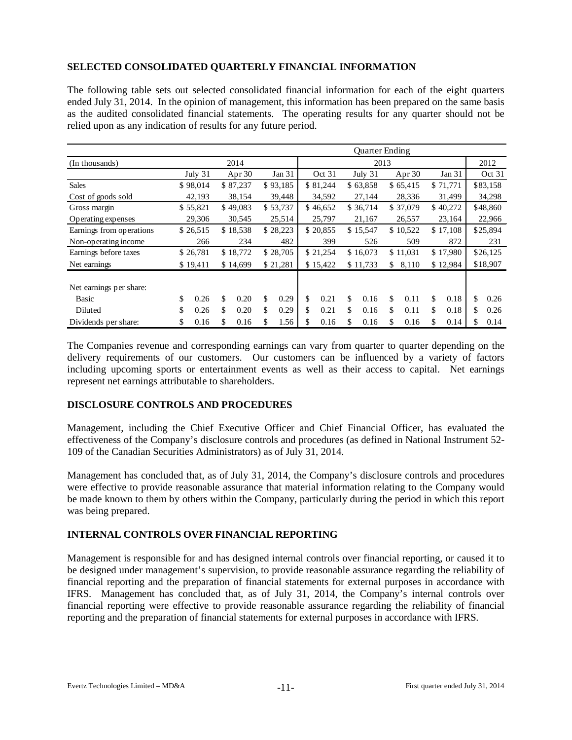## SELECTED CONSOLIDATED QUARTERLY FINANCIAL INFORMATION

The following table sets out selected consolidated financial information for each of the eight quarters ended July 31, 2014. In the opinion of management, this information has been prepared on the same basis as the audited consolidated financial statements. The operating results for any quarter should not be relied upon as any indication of results for any future period.

| | Quarter Ending | | | | | | | |
|---|---|---|---|---|---|---|---|---|
| (In thousands) | 2014 | | | 2013 | | | | 2012 |
| | July 31 | Apr 30 | Jan 31 | Oct 31 | July 31 | Apr 30 | Jan 31 | Oct 31 |
| Sales | $ 98,014 | $ 87,237 | $ 93,185 | $ 81,244 | $ 63,858 | $ 65,415 | $ 71,771 | $83,158 |
| Cost of goods sold | 42,193 | 38,154 | 39,448 | 34,592 | 27,144 | 28,336 | 31,499 | 34,298 |
| Gross margin | $ 55,821 | $ 49,083 | $ 53,737 | $ 46,652 | $ 36,714 | $ 37,079 | $ 40,272 | $48,860 |
| Operating expenses | 29,306 | 30,545 | 25,514 | 25,797 | 21,167 | 26,557 | 23,164 | 22,966 |
| Earnings from operations | $ 26,515 | $ 18,538 | $ 28,223 | $ 20,855 | $ 15,547 | $ 10,522 | $ 17,108 | $25,894 |
| Non-operating income | 266 | 234 | 482 | 399 | 526 | 509 | 872 | 231 |
| Earnings before taxes | $ 26,781 | $ 18,772 | $ 28,705 | $ 21,254 | $ 16,073 | $ 11,031 | $ 17,980 | $26,125 |
| Net earnings | $ 19,411 | $ 14,699 | $ 21,281 | $ 15,422 | $ 11,733 | $ 8,110 | $ 12,984 | $18,907 |
| | | | | | | | | |
| Net earnings per share: | | | | | | | | |
| Basic | $ 0.26 | $ 0.20 | $ 0.29 | $ 0.21 | $ 0.16 | $ 0.11 | $ 0.18 | $ 0.26 |
| Diluted | $ 0.26 | $ 0.20 | $ 0.29 | $ 0.21 | $ 0.16 | $ 0.11 | $ 0.18 | $ 0.26 |
| Dividends per share: | $ 0.16 | $ 0.16 | $ 1.56 | $ 0.16 | $ 0.16 | $ 0.16 | $ 0.14 | $ 0.14 |

The Companies revenue and corresponding earnings can vary from quarter to quarter depending on the delivery requirements of our customers. Our customers can be influenced by a variety of factors including upcoming sports or entertainment events as well as their access to capital. Net earnings represent net earnings attributable to shareholders.

## DISCLOSURE CONTROLS AND PROCEDURES

Management, including the Chief Executive Officer and Chief Financial Officer, has evaluated the effectiveness of the Company's disclosure controls and procedures (as defined in National Instrument 52-109 of the Canadian Securities Administrators) as of July 31, 2014.

Management has concluded that, as of July 31, 2014, the Company's disclosure controls and procedures were effective to provide reasonable assurance that material information relating to the Company would be made known to them by others within the Company, particularly during the period in which this report was being prepared.

## INTERNAL CONTROLS OVER FINANCIAL REPORTING

Management is responsible for and has designed internal controls over financial reporting, or caused it to be designed under management's supervision, to provide reasonable assurance regarding the reliability of financial reporting and the preparation of financial statements for external purposes in accordance with IFRS. Management has concluded that, as of July 31, 2014, the Company's internal controls over financial reporting were effective to provide reasonable assurance regarding the reliability of financial reporting and the preparation of financial statements for external purposes in accordance with IFRS.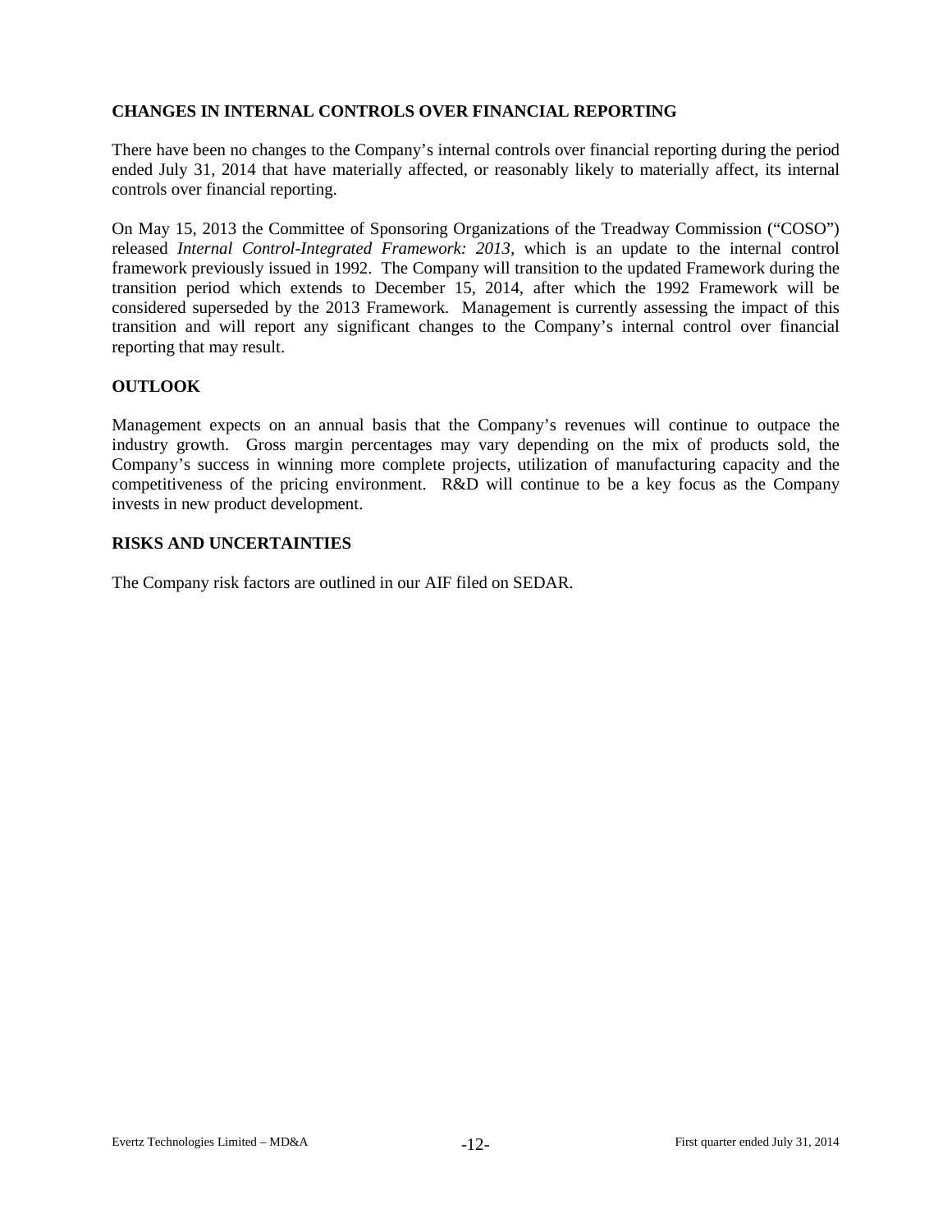## CHANGES IN INTERNAL CONTROLS OVER FINANCIAL REPORTING

There have been no changes to the Company's internal controls over financial reporting during the period ended July 31, 2014 that have materially affected, or reasonably likely to materially affect, its internal controls over financial reporting.

On May 15, 2013 the Committee of Sponsoring Organizations of the Treadway Commission ("COSO") released *Internal Control-Integrated Framework: 2013*, which is an update to the internal control framework previously issued in 1992. The Company will transition to the updated Framework during the transition period which extends to December 15, 2014, after which the 1992 Framework will be considered superseded by the 2013 Framework. Management is currently assessing the impact of this transition and will report any significant changes to the Company's internal control over financial reporting that may result.

## OUTLOOK

Management expects on an annual basis that the Company's revenues will continue to outpace the industry growth. Gross margin percentages may vary depending on the mix of products sold, the Company's success in winning more complete projects, utilization of manufacturing capacity and the competitiveness of the pricing environment. R&D will continue to be a key focus as the Company invests in new product development.

## RISKS AND UNCERTAINTIES

The Company risk factors are outlined in our AIF filed on SEDAR.